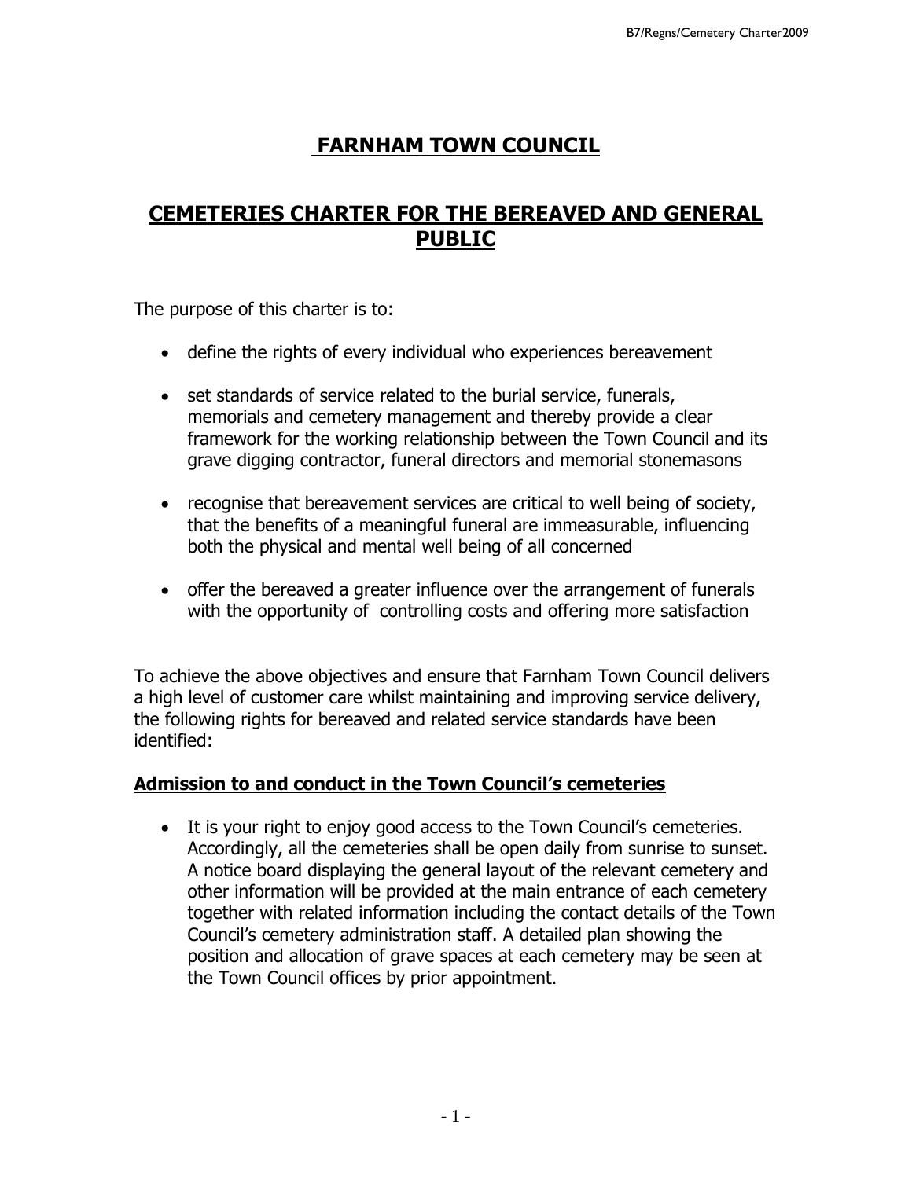# FARNHAM TOWN COUNCIL

## CEMETERIES CHARTER FOR THE BEREAVED AND GENERAL PUBLIC

The purpose of this charter is to:

- define the rights of every individual who experiences bereavement
- set standards of service related to the burial service, funerals, memorials and cemetery management and thereby provide a clear framework for the working relationship between the Town Council and its grave digging contractor, funeral directors and memorial stonemasons
- recognise that bereavement services are critical to well being of society, that the benefits of a meaningful funeral are immeasurable, influencing both the physical and mental well being of all concerned
- offer the bereaved a greater influence over the arrangement of funerals with the opportunity of controlling costs and offering more satisfaction

To achieve the above objectives and ensure that Farnham Town Council delivers a high level of customer care whilst maintaining and improving service delivery, the following rights for bereaved and related service standards have been identified:

### Admission to and conduct in the Town Council's cemeteries

- It is your right to enjoy good access to the Town Council's cemeteries. Accordingly, all the cemeteries shall be open daily from sunrise to sunset. A notice board displaying the general layout of the relevant cemetery and other information will be provided at the main entrance of each cemetery together with related information including the contact details of the Town Council's cemetery administration staff. A detailed plan showing the position and allocation of grave spaces at each cemetery may be seen at the Town Council offices by prior appointment.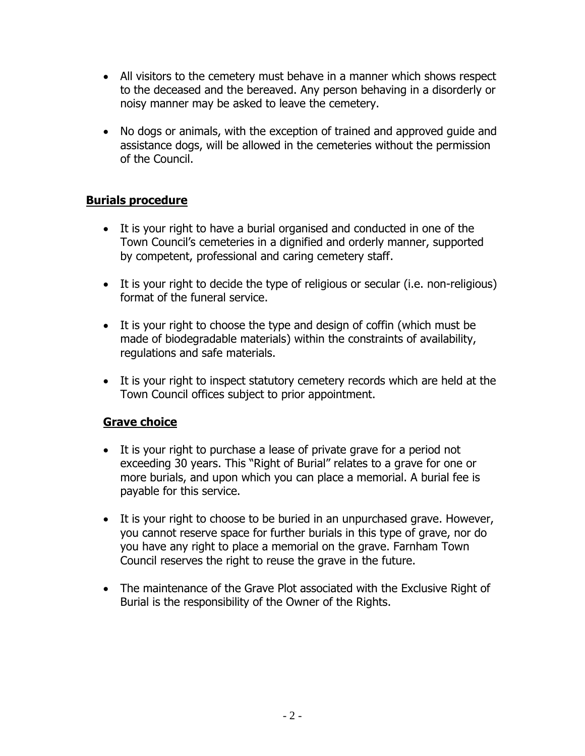- All visitors to the cemetery must behave in a manner which shows respect to the deceased and the bereaved. Any person behaving in a disorderly or noisy manner may be asked to leave the cemetery.

- No dogs or animals, with the exception of trained and approved guide and assistance dogs, will be allowed in the cemeteries without the permission of the Council.

## Burials procedure

- It is your right to have a burial organised and conducted in one of the Town Council's cemeteries in a dignified and orderly manner, supported by competent, professional and caring cemetery staff.

- It is your right to decide the type of religious or secular (i.e. non-religious) format of the funeral service.

- It is your right to choose the type and design of coffin (which must be made of biodegradable materials) within the constraints of availability, regulations and safe materials.

- It is your right to inspect statutory cemetery records which are held at the Town Council offices subject to prior appointment.

## Grave choice

- It is your right to purchase a lease of private grave for a period not exceeding 30 years. This "Right of Burial" relates to a grave for one or more burials, and upon which you can place a memorial. A burial fee is payable for this service.

- It is your right to choose to be buried in an unpurchased grave. However, you cannot reserve space for further burials in this type of grave, nor do you have any right to place a memorial on the grave. Farnham Town Council reserves the right to reuse the grave in the future.

- The maintenance of the Grave Plot associated with the Exclusive Right of Burial is the responsibility of the Owner of the Rights.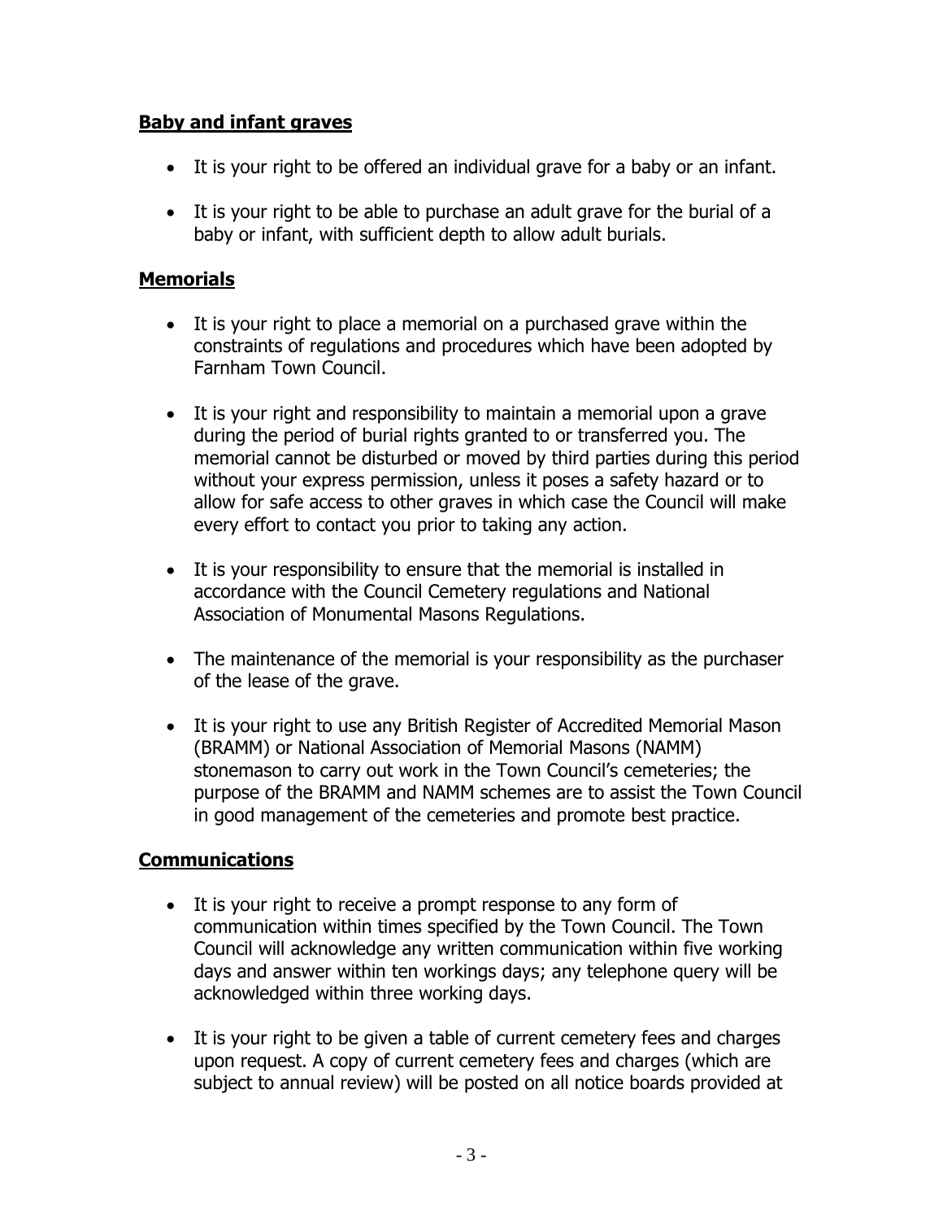**Baby and infant graves**

- It is your right to be offered an individual grave for a baby or an infant.
- It is your right to be able to purchase an adult grave for the burial of a baby or infant, with sufficient depth to allow adult burials.

**Memorials**

- It is your right to place a memorial on a purchased grave within the constraints of regulations and procedures which have been adopted by Farnham Town Council.
- It is your right and responsibility to maintain a memorial upon a grave during the period of burial rights granted to or transferred you. The memorial cannot be disturbed or moved by third parties during this period without your express permission, unless it poses a safety hazard or to allow for safe access to other graves in which case the Council will make every effort to contact you prior to taking any action.
- It is your responsibility to ensure that the memorial is installed in accordance with the Council Cemetery regulations and National Association of Monumental Masons Regulations.
- The maintenance of the memorial is your responsibility as the purchaser of the lease of the grave.
- It is your right to use any British Register of Accredited Memorial Mason (BRAMM) or National Association of Memorial Masons (NAMM) stonemason to carry out work in the Town Council's cemeteries; the purpose of the BRAMM and NAMM schemes are to assist the Town Council in good management of the cemeteries and promote best practice.

**Communications**

- It is your right to receive a prompt response to any form of communication within times specified by the Town Council. The Town Council will acknowledge any written communication within five working days and answer within ten workings days; any telephone query will be acknowledged within three working days.
- It is your right to be given a table of current cemetery fees and charges upon request. A copy of current cemetery fees and charges (which are subject to annual review) will be posted on all notice boards provided at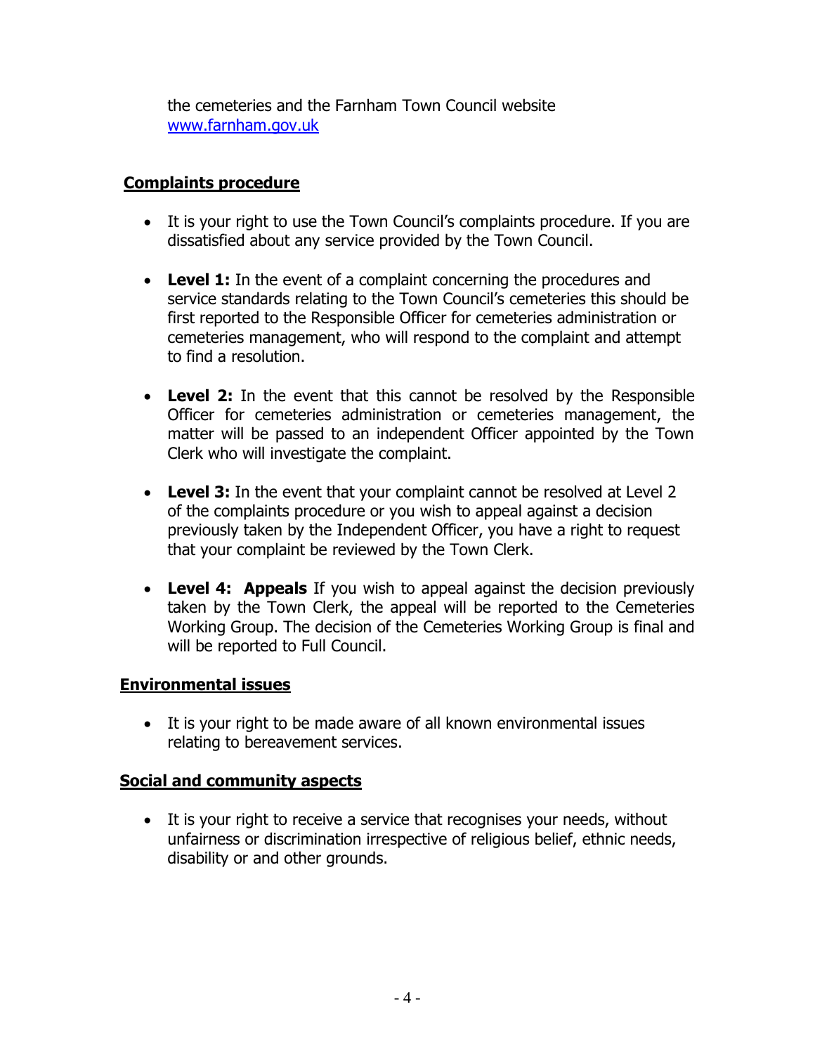the cemeteries and the Farnham Town Council website [www.farnham.gov.uk](http://www.farnham.gov.uk)

## Complaints procedure

- It is your right to use the Town Council's complaints procedure. If you are dissatisfied about any service provided by the Town Council.
- **Level 1:** In the event of a complaint concerning the procedures and service standards relating to the Town Council's cemeteries this should be first reported to the Responsible Officer for cemeteries administration or cemeteries management, who will respond to the complaint and attempt to find a resolution.
- **Level 2:** In the event that this cannot be resolved by the Responsible Officer for cemeteries administration or cemeteries management, the matter will be passed to an independent Officer appointed by the Town Clerk who will investigate the complaint.
- **Level 3:** In the event that your complaint cannot be resolved at Level 2 of the complaints procedure or you wish to appeal against a decision previously taken by the Independent Officer, you have a right to request that your complaint be reviewed by the Town Clerk.
- **Level 4: Appeals** If you wish to appeal against the decision previously taken by the Town Clerk, the appeal will be reported to the Cemeteries Working Group. The decision of the Cemeteries Working Group is final and will be reported to Full Council.

## Environmental issues

- It is your right to be made aware of all known environmental issues relating to bereavement services.

## Social and community aspects

- It is your right to receive a service that recognises your needs, without unfairness or discrimination irrespective of religious belief, ethnic needs, disability or and other grounds.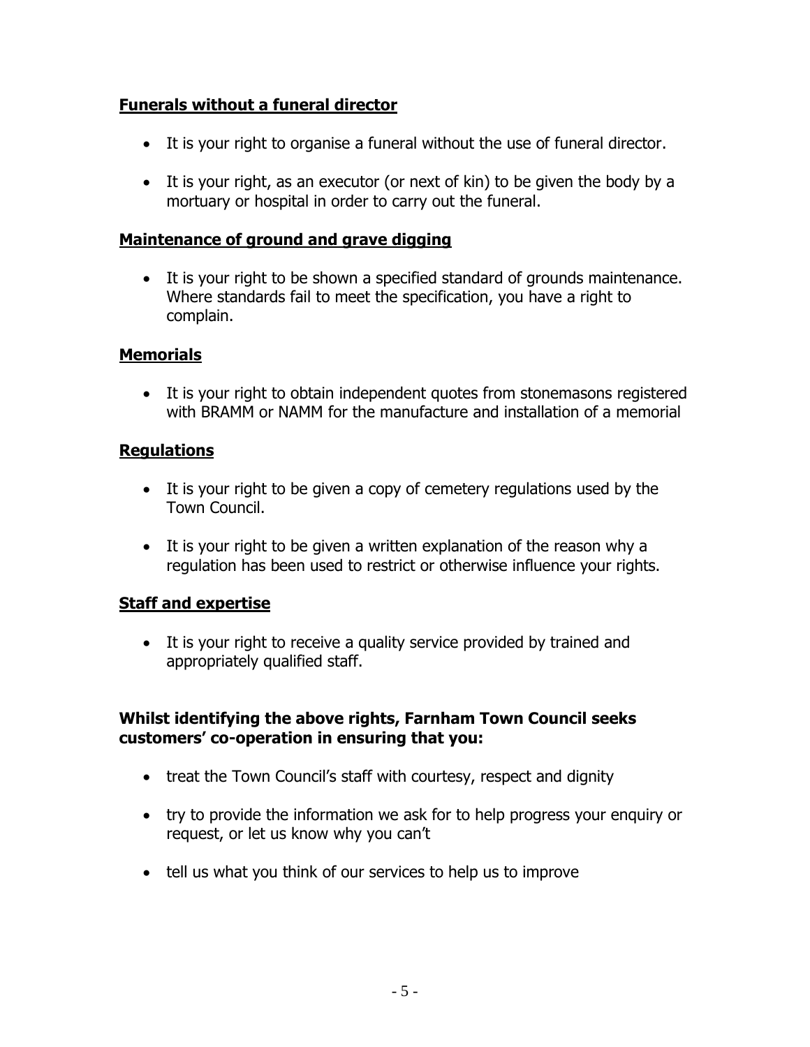**Funerals without a funeral director**

- It is your right to organise a funeral without the use of funeral director.
- It is your right, as an executor (or next of kin) to be given the body by a mortuary or hospital in order to carry out the funeral.

**Maintenance of ground and grave digging**

- It is your right to be shown a specified standard of grounds maintenance. Where standards fail to meet the specification, you have a right to complain.

**Memorials**

- It is your right to obtain independent quotes from stonemasons registered with BRAMM or NAMM for the manufacture and installation of a memorial

**Regulations**

- It is your right to be given a copy of cemetery regulations used by the Town Council.
- It is your right to be given a written explanation of the reason why a regulation has been used to restrict or otherwise influence your rights.

**Staff and expertise**

- It is your right to receive a quality service provided by trained and appropriately qualified staff.

**Whilst identifying the above rights, Farnham Town Council seeks customers' co-operation in ensuring that you:**

- treat the Town Council's staff with courtesy, respect and dignity
- try to provide the information we ask for to help progress your enquiry or request, or let us know why you can't
- tell us what you think of our services to help us to improve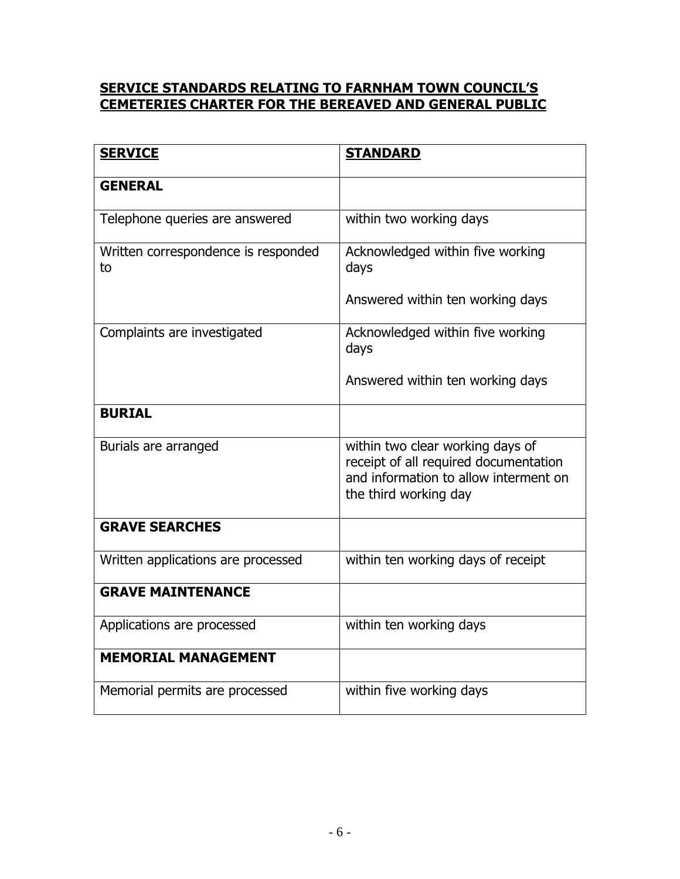## **SERVICE STANDARDS RELATING TO FARNHAM TOWN COUNCIL'S CEMETERIES CHARTER FOR THE BEREAVED AND GENERAL PUBLIC**

| **SERVICE** | **STANDARD** |
|---|---|
| **GENERAL** | |
| Telephone queries are answered | within two working days |
| Written correspondence is responded to | Acknowledged within five working days<br><br>Answered within ten working days |
| Complaints are investigated | Acknowledged within five working days<br><br>Answered within ten working days |
| **BURIAL** | |
| Burials are arranged | within two clear working days of receipt of all required documentation and information to allow interment on the third working day |
| **GRAVE SEARCHES** | |
| Written applications are processed | within ten working days of receipt |
| **GRAVE MAINTENANCE** | |
| Applications are processed | within ten working days |
| **MEMORIAL MANAGEMENT** | |
| Memorial permits are processed | within five working days |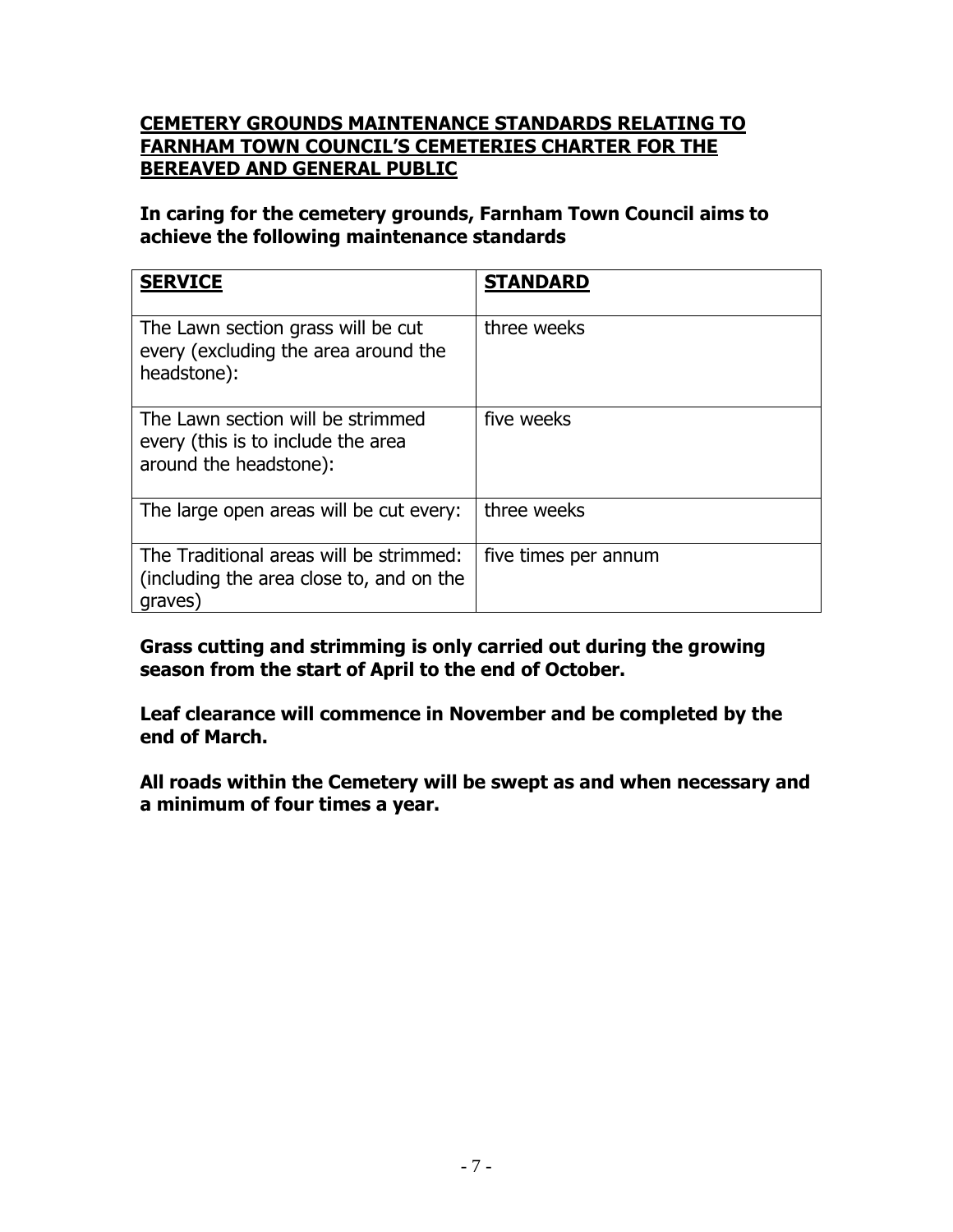## CEMETERY GROUNDS MAINTENANCE STANDARDS RELATING TO FARNHAM TOWN COUNCIL'S CEMETERIES CHARTER FOR THE BEREAVED AND GENERAL PUBLIC

**In caring for the cemetery grounds, Farnham Town Council aims to achieve the following maintenance standards**

| SERVICE | STANDARD |
|---|---|
| The Lawn section grass will be cut every (excluding the area around the headstone): | three weeks |
| The Lawn section will be strimmed every (this is to include the area around the headstone): | five weeks |
| The large open areas will be cut every: | three weeks |
| The Traditional areas will be strimmed: (including the area close to, and on the graves) | five times per annum |

**Grass cutting and strimming is only carried out during the growing season from the start of April to the end of October.**

**Leaf clearance will commence in November and be completed by the end of March.**

**All roads within the Cemetery will be swept as and when necessary and a minimum of four times a year.**